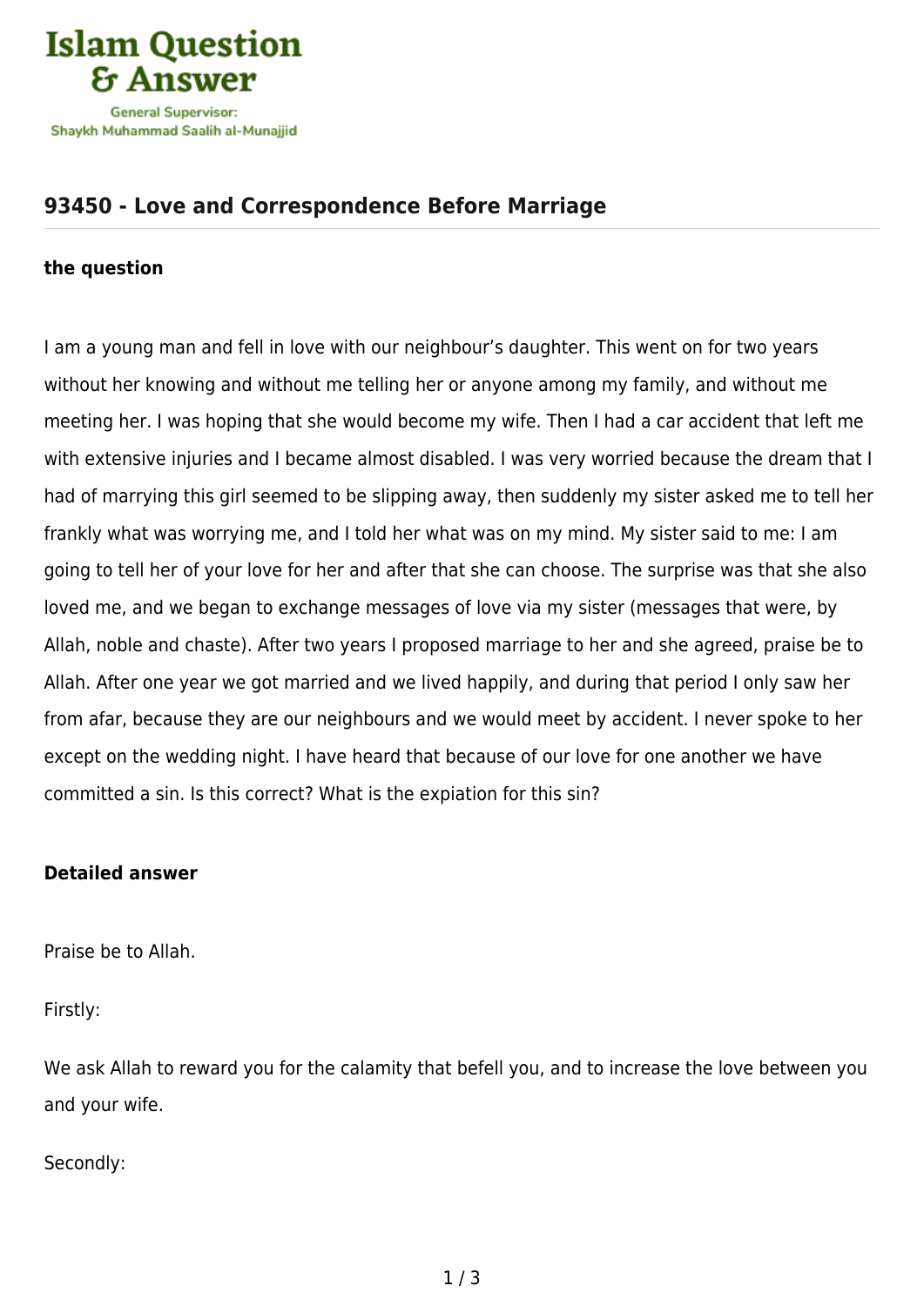Islam Question & Answer

General Supervisor:
Shaykh Muhammad Saalih al-Munajjid

## 93450 - Love and Correspondence Before Marriage

### the question

I am a young man and fell in love with our neighbour's daughter. This went on for two years without her knowing and without me telling her or anyone among my family, and without me meeting her. I was hoping that she would become my wife. Then I had a car accident that left me with extensive injuries and I became almost disabled. I was very worried because the dream that I had of marrying this girl seemed to be slipping away, then suddenly my sister asked me to tell her frankly what was worrying me, and I told her what was on my mind. My sister said to me: I am going to tell her of your love for her and after that she can choose. The surprise was that she also loved me, and we began to exchange messages of love via my sister (messages that were, by Allah, noble and chaste). After two years I proposed marriage to her and she agreed, praise be to Allah. After one year we got married and we lived happily, and during that period I only saw her from afar, because they are our neighbours and we would meet by accident. I never spoke to her except on the wedding night. I have heard that because of our love for one another we have committed a sin. Is this correct? What is the expiation for this sin?

### Detailed answer

Praise be to Allah.

Firstly:

We ask Allah to reward you for the calamity that befell you, and to increase the love between you and your wife.

Secondly: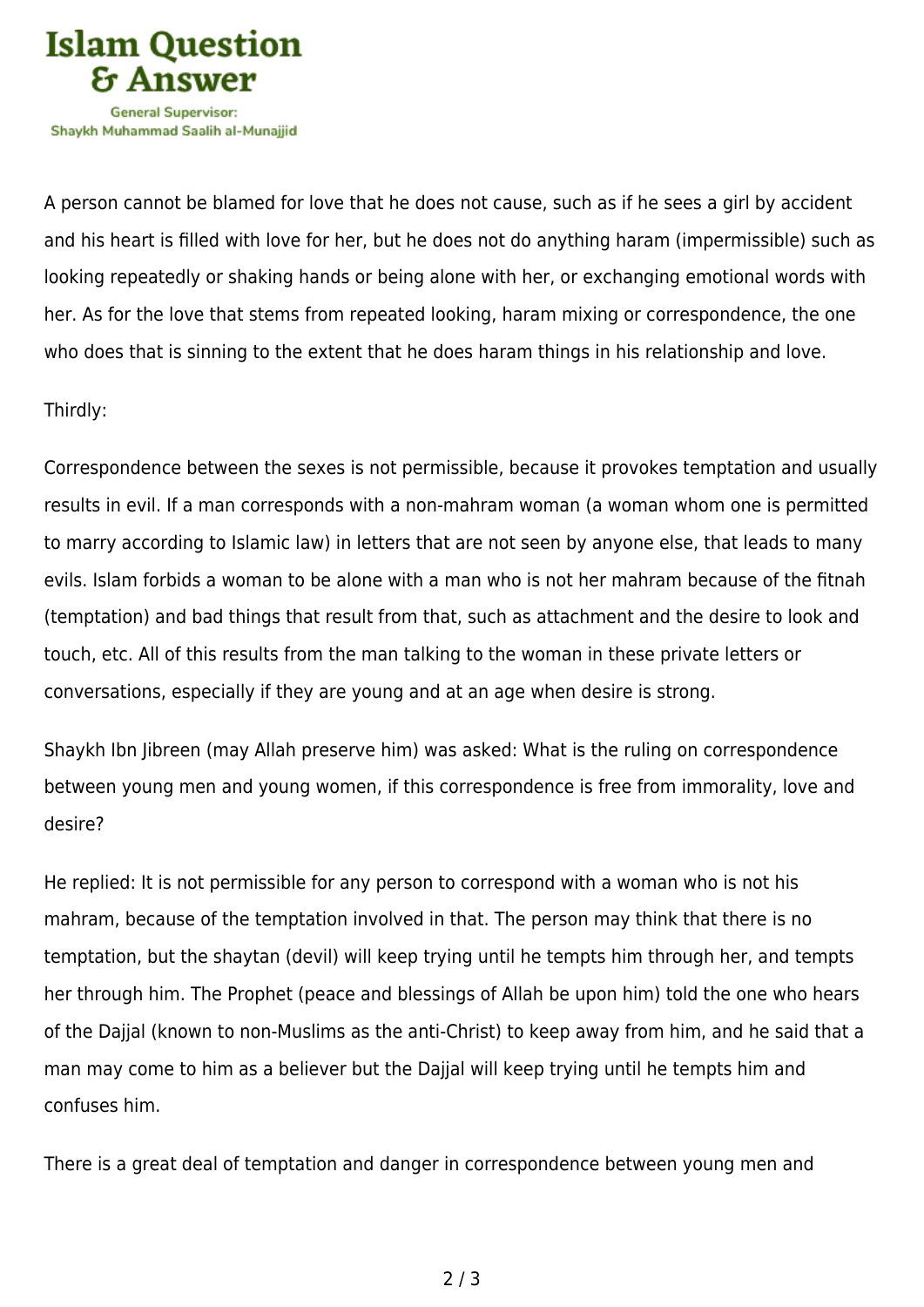A person cannot be blamed for love that he does not cause, such as if he sees a girl by accident and his heart is filled with love for her, but he does not do anything haram (impermissible) such as looking repeatedly or shaking hands or being alone with her, or exchanging emotional words with her. As for the love that stems from repeated looking, haram mixing or correspondence, the one who does that is sinning to the extent that he does haram things in his relationship and love.

Thirdly:

Correspondence between the sexes is not permissible, because it provokes temptation and usually results in evil. If a man corresponds with a non-mahram woman (a woman whom one is permitted to marry according to Islamic law) in letters that are not seen by anyone else, that leads to many evils. Islam forbids a woman to be alone with a man who is not her mahram because of the fitnah (temptation) and bad things that result from that, such as attachment and the desire to look and touch, etc. All of this results from the man talking to the woman in these private letters or conversations, especially if they are young and at an age when desire is strong.

Shaykh Ibn Jibreen (may Allah preserve him) was asked: What is the ruling on correspondence between young men and young women, if this correspondence is free from immorality, love and desire?

He replied: It is not permissible for any person to correspond with a woman who is not his mahram, because of the temptation involved in that. The person may think that there is no temptation, but the shaytan (devil) will keep trying until he tempts him through her, and tempts her through him. The Prophet (peace and blessings of Allah be upon him) told the one who hears of the Dajjal (known to non-Muslims as the anti-Christ) to keep away from him, and he said that a man may come to him as a believer but the Dajjal will keep trying until he tempts him and confuses him.

There is a great deal of temptation and danger in correspondence between young men and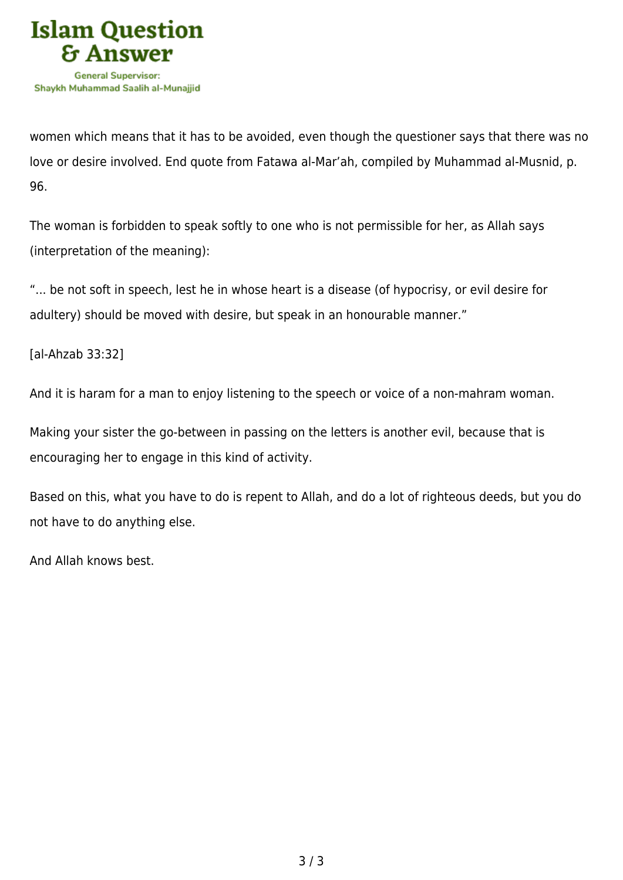women which means that it has to be avoided, even though the questioner says that there was no love or desire involved. End quote from Fatawa al-Mar'ah, compiled by Muhammad al-Musnid, p. 96.

The woman is forbidden to speak softly to one who is not permissible for her, as Allah says (interpretation of the meaning):

"... be not soft in speech, lest he in whose heart is a disease (of hypocrisy, or evil desire for adultery) should be moved with desire, but speak in an honourable manner."

[al-Ahzab 33:32]

And it is haram for a man to enjoy listening to the speech or voice of a non-mahram woman.

Making your sister the go-between in passing on the letters is another evil, because that is encouraging her to engage in this kind of activity.

Based on this, what you have to do is repent to Allah, and do a lot of righteous deeds, but you do not have to do anything else.

And Allah knows best.